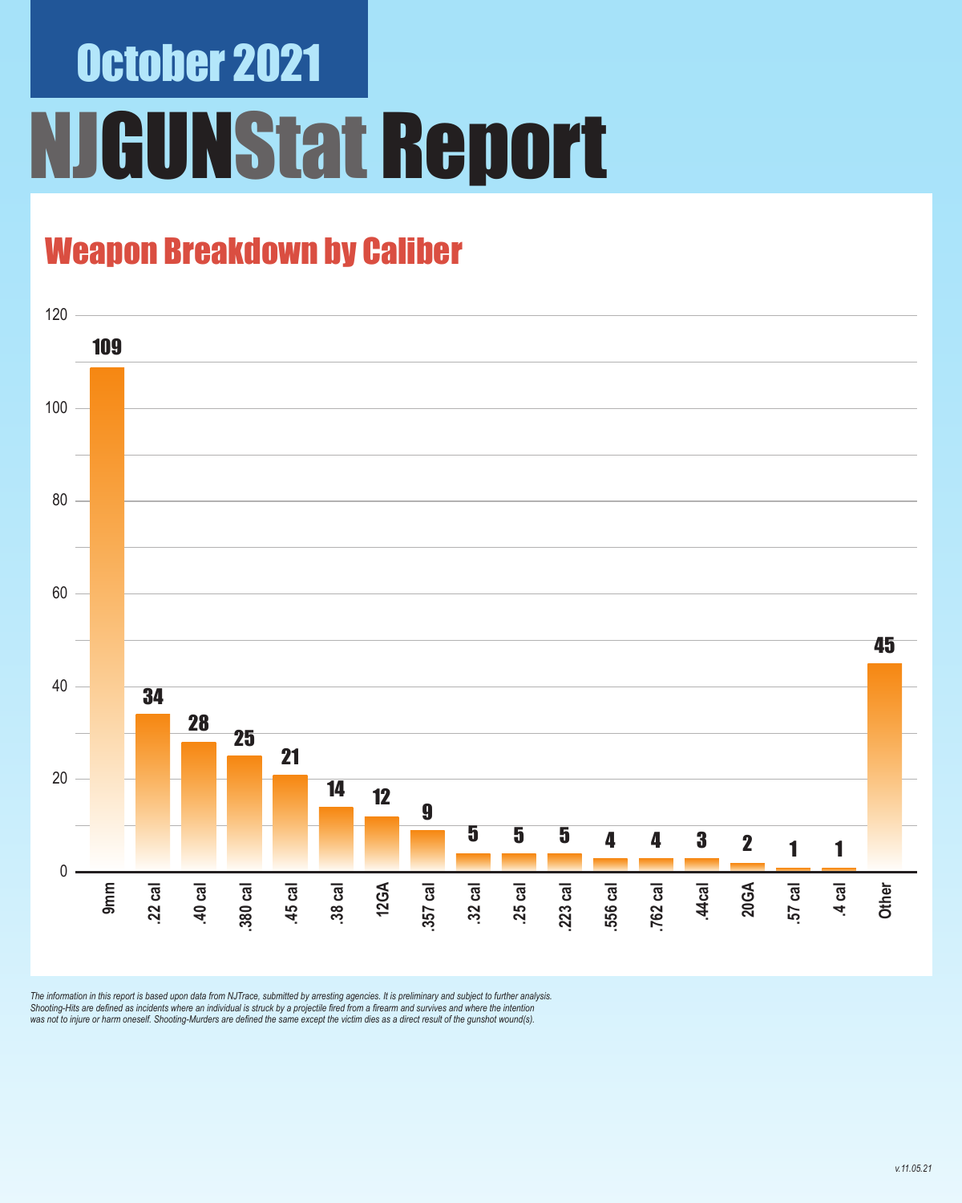# October 2021

# NJGUNStat Report

## Weapon Breakdown by Caliber

| Caliber | Count |
|---|---|
| 9mm | 109 |
| .22 cal | 34 |
| .40 cal | 28 |
| .380 cal | 25 |
| .45 cal | 21 |
| .38 cal | 14 |
| 12GA | 12 |
| .357 cal | 9 |
| .32 cal | 5 |
| .25 cal | 5 |
| .223 cal | 5 |
| .556 cal | 4 |
| .762 cal | 4 |
| .44cal | 3 |
| 20GA | 2 |
| .57 cal | 1 |
| .4 cal | 1 |
| Other | 45 |

*The information in this report is based upon data from NJTrace, submitted by arresting agencies. It is preliminary and subject to further analysis. Shooting-Hits are defined as incidents where an individual is struck by a projectile fired from a firearm and survives and where the intention was not to injure or harm oneself. Shooting-Murders are defined the same except the victim dies as a direct result of the gunshot wound(s).*

*v.11.05.21*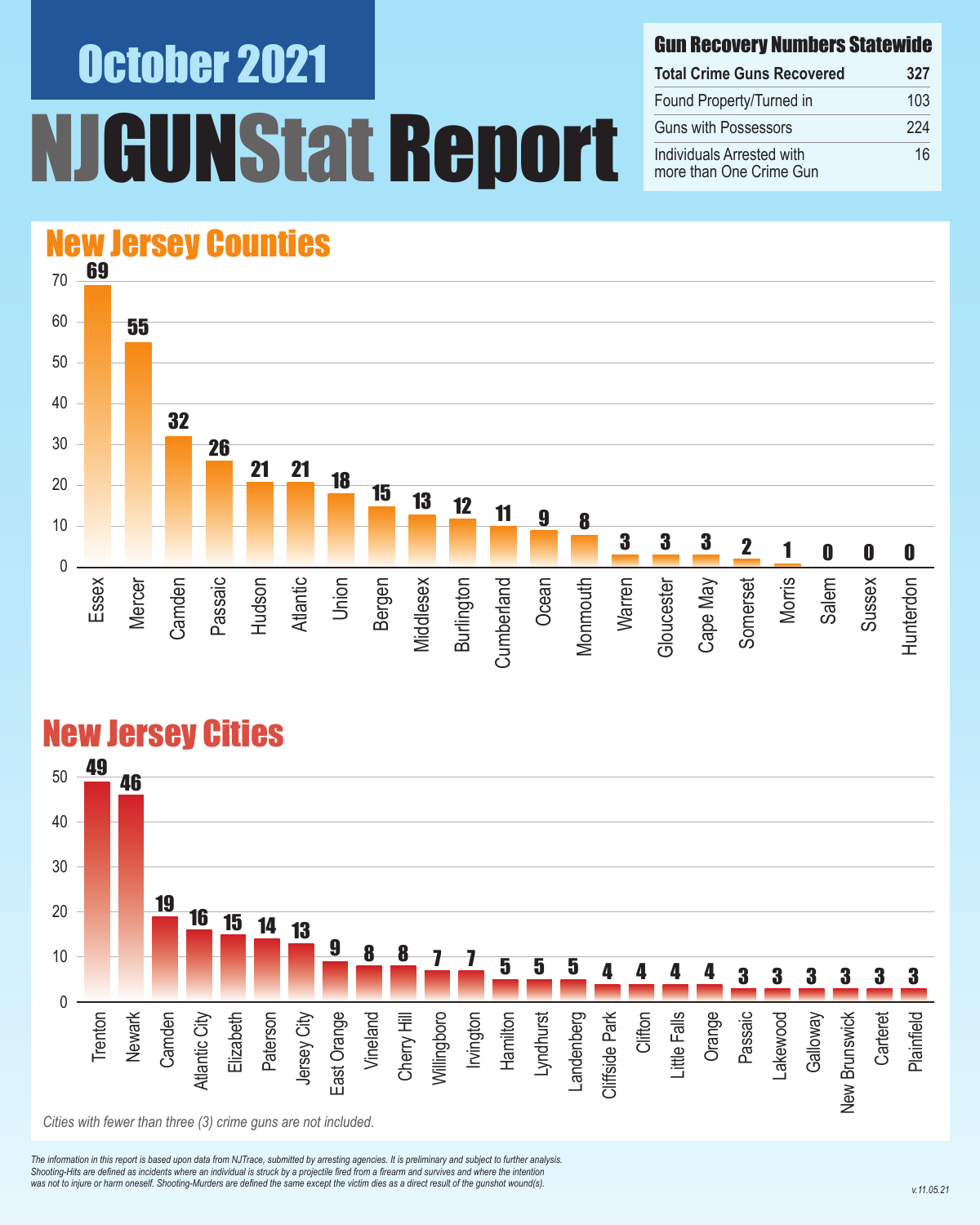# October 2021

# NJGUNStat Report

| Gun Recovery Numbers Statewide | |
|---|---|
| **Total Crime Guns Recovered** | **327** |
| Found Property/Turned in | 103 |
| Guns with Possessors | 224 |
| Individuals Arrested with more than One Crime Gun | 16 |

## New Jersey Counties

| County | Crime Guns |
|---|---|
| Essex | 69 |
| Mercer | 55 |
| Camden | 32 |
| Passaic | 26 |
| Hudson | 21 |
| Atlantic | 21 |
| Union | 18 |
| Bergen | 15 |
| Middlesex | 13 |
| Burlington | 12 |
| Cumberland | 11 |
| Ocean | 9 |
| Monmouth | 8 |
| Warren | 3 |
| Gloucester | 3 |
| Cape May | 3 |
| Somerset | 2 |
| Morris | 1 |
| Salem | 0 |
| Sussex | 0 |
| Hunterdon | 0 |

## New Jersey Cities

| City | Crime Guns |
|---|---|
| Trenton | 49 |
| Newark | 46 |
| Camden | 19 |
| Atlantic City | 16 |
| Elizabeth | 15 |
| Paterson | 14 |
| Jersey City | 13 |
| East Orange | 9 |
| Vineland | 8 |
| Cherry Hill | 8 |
| Willingboro | 7 |
| Irvington | 7 |
| Hamilton | 5 |
| Lyndhurst | 5 |
| Landenberg | 5 |
| Cliffside Park | 4 |
| Clifton | 4 |
| Little Falls | 4 |
| Orange | 4 |
| Passaic | 3 |
| Lakewood | 3 |
| Galloway | 3 |
| New Brunswick | 3 |
| Carteret | 3 |
| Plainfield | 3 |

*Cities with fewer than three (3) crime guns are not included.*

*The information in this report is based upon data from NJTrace, submitted by arresting agencies. It is preliminary and subject to further analysis. Shooting-Hits are defined as incidents where an individual is struck by a projectile fired from a firearm and survives and where the intention was not to injure or harm oneself. Shooting-Murders are defined the same except the victim dies as a direct result of the gunshot wound(s).*

v.11.05.21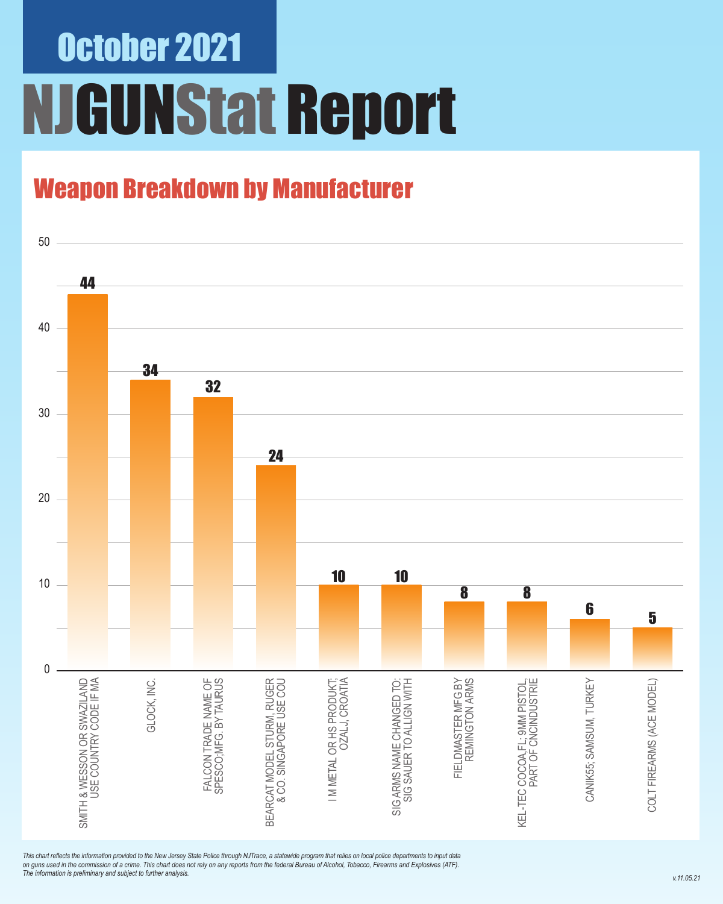# October 2021

# NJGUNStat Report

## Weapon Breakdown by Manufacturer

| Manufacturer | Count |
|---|---|
| SMITH & WESSON OR SWAZILAND USE COUNTRY CODE IF MA | 44 |
| GLOCK, INC. | 34 |
| FALCON TRADE NAME OF SPESCO;MFG. BY TAURUS | 32 |
| BEARCAT MODEL STURM, RUGER & CO. SINGAPORE USE COU | 24 |
| I M METAL OR HS PRODUKT; OZALJ, CROATIA | 10 |
| SIG ARMS NAME CHANGED TO: SIG SAUER TO ALLIGN WITH | 10 |
| FIELDMASTER MFG BY REMINGTON ARMS | 8 |
| KEL-TEC COCOA,FL; 9MM PISTOL, PART OF CNCINDUSTRIE | 8 |
| CANIK55; SAMSUM, TURKEY | 6 |
| COLT FIREARMS (ACE MODEL) | 5 |

*This chart reflects the information provided to the New Jersey State Police through NJTrace, a statewide program that relies on local police departments to input data on guns used in the commission of a crime. This chart does not rely on any reports from the federal Bureau of Alcohol, Tobacco, Firearms and Explosives (ATF). The information is preliminary and subject to further analysis.*

*v.11.05.21*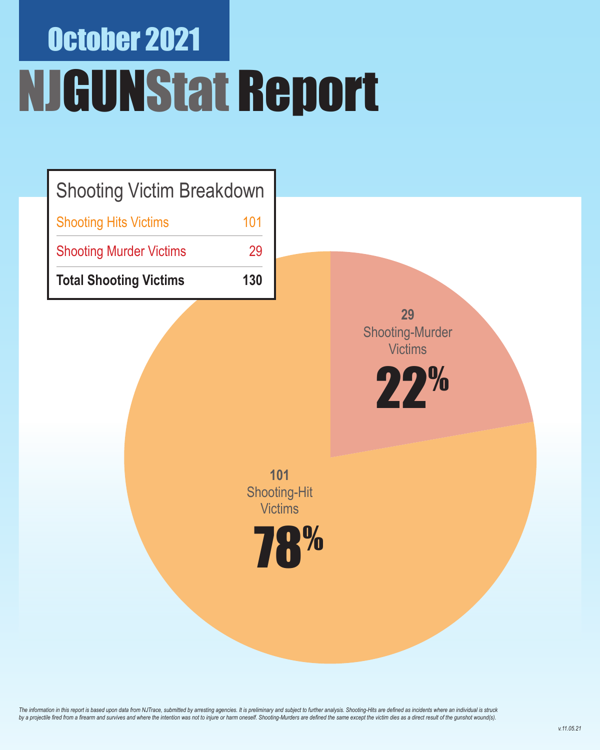October 2021

# NJGUNStat Report

## Shooting Victim Breakdown

| | |
|---|---|
| Shooting Hits Victims | 101 |
| Shooting Murder Victims | 29 |
| **Total Shooting Victims** | **130** |

29
Shooting-Murder Victims
22%

101
Shooting-Hit Victims
78%

*The information in this report is based upon data from NJTrace, submitted by arresting agencies. It is preliminary and subject to further analysis. Shooting-Hits are defined as incidents where an individual is struck by a projectile fired from a firearm and survives and where the intention was not to injure or harm oneself. Shooting-Murders are defined the same except the victim dies as a direct result of the gunshot wound(s).*

v.11.05.21